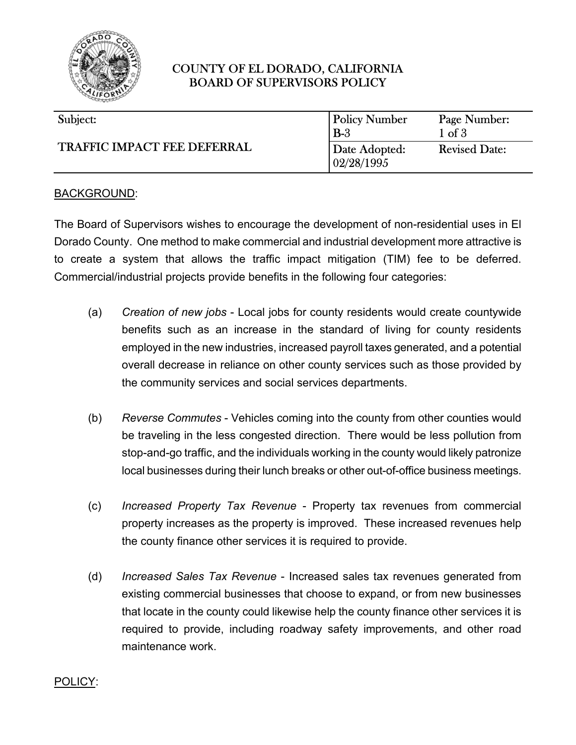# COUNTY OF EL DORADO, CALIFORNIA
## BOARD OF SUPERVISORS POLICY

| Subject: | Policy Number | Page Number: |
| --- | --- | --- |
| TRAFFIC IMPACT FEE DEFERRAL | B-3 | 1 of 3 |
| | Date Adopted: 02/28/1995 | Revised Date: |

BACKGROUND:

The Board of Supervisors wishes to encourage the development of non-residential uses in El Dorado County. One method to make commercial and industrial development more attractive is to create a system that allows the traffic impact mitigation (TIM) fee to be deferred. Commercial/industrial projects provide benefits in the following four categories:

(a) *Creation of new jobs* - Local jobs for county residents would create countywide benefits such as an increase in the standard of living for county residents employed in the new industries, increased payroll taxes generated, and a potential overall decrease in reliance on other county services such as those provided by the community services and social services departments.

(b) *Reverse Commutes* - Vehicles coming into the county from other counties would be traveling in the less congested direction. There would be less pollution from stop-and-go traffic, and the individuals working in the county would likely patronize local businesses during their lunch breaks or other out-of-office business meetings.

(c) *Increased Property Tax Revenue* - Property tax revenues from commercial property increases as the property is improved. These increased revenues help the county finance other services it is required to provide.

(d) *Increased Sales Tax Revenue* - Increased sales tax revenues generated from existing commercial businesses that choose to expand, or from new businesses that locate in the county could likewise help the county finance other services it is required to provide, including roadway safety improvements, and other road maintenance work.

POLICY: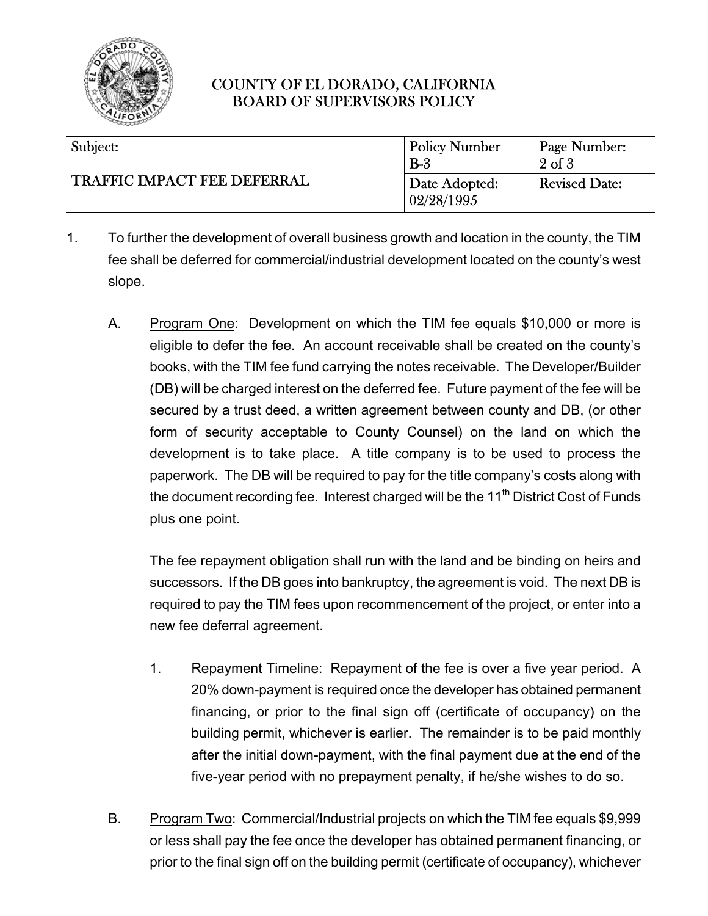# COUNTY OF EL DORADO, CALIFORNIA
## BOARD OF SUPERVISORS POLICY

| Subject: | Policy Number B-3 | Page Number: 2 of 3 |
|---|---|---|
| TRAFFIC IMPACT FEE DEFERRAL | Date Adopted: 02/28/1995 | Revised Date: |

1. To further the development of overall business growth and location in the county, the TIM fee shall be deferred for commercial/industrial development located on the county's west slope.

   A. <u>Program One</u>: Development on which the TIM fee equals $10,000 or more is eligible to defer the fee. An account receivable shall be created on the county's books, with the TIM fee fund carrying the notes receivable. The Developer/Builder (DB) will be charged interest on the deferred fee. Future payment of the fee will be secured by a trust deed, a written agreement between county and DB, (or other form of security acceptable to County Counsel) on the land on which the development is to take place. A title company is to be used to process the paperwork. The DB will be required to pay for the title company's costs along with the document recording fee. Interest charged will be the 11th District Cost of Funds plus one point.

      The fee repayment obligation shall run with the land and be binding on heirs and successors. If the DB goes into bankruptcy, the agreement is void. The next DB is required to pay the TIM fees upon recommencement of the project, or enter into a new fee deferral agreement.

      1. <u>Repayment Timeline</u>: Repayment of the fee is over a five year period. A 20% down-payment is required once the developer has obtained permanent financing, or prior to the final sign off (certificate of occupancy) on the building permit, whichever is earlier. The remainder is to be paid monthly after the initial down-payment, with the final payment due at the end of the five-year period with no prepayment penalty, if he/she wishes to do so.

   B. <u>Program Two</u>: Commercial/Industrial projects on which the TIM fee equals $9,999 or less shall pay the fee once the developer has obtained permanent financing, or prior to the final sign off on the building permit (certificate of occupancy), whichever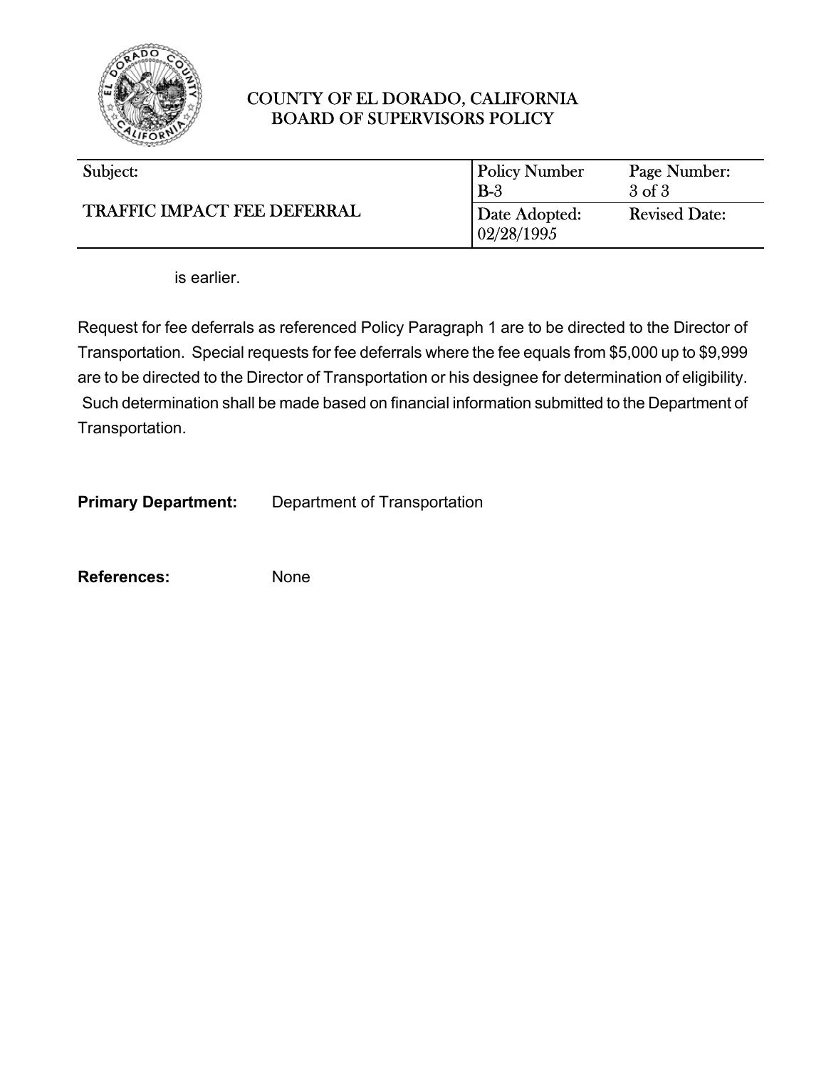is earlier.

Request for fee deferrals as referenced Policy Paragraph 1 are to be directed to the Director of Transportation. Special requests for fee deferrals where the fee equals from $5,000 up to $9,999 are to be directed to the Director of Transportation or his designee for determination of eligibility. Such determination shall be made based on financial information submitted to the Department of Transportation.

**Primary Department:** Department of Transportation

**References:** None